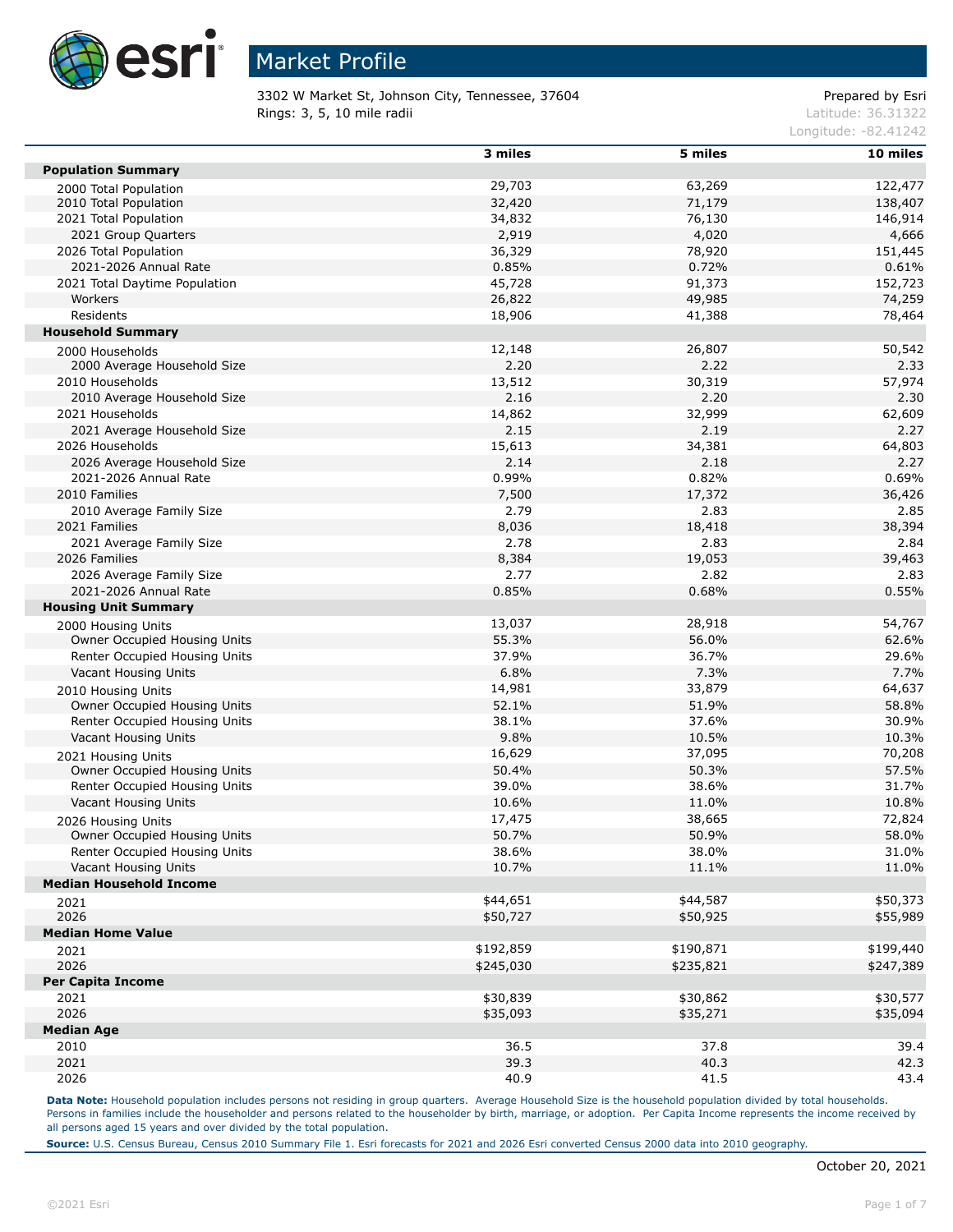# Market Profile

3302 W Market St, Johnson City, Tennessee, 37604
Rings: 3, 5, 10 mile radii

Prepared by Esri
Latitude: 36.31322
Longitude: -82.41242

| | 3 miles | 5 miles | 10 miles |
|---|---|---|---|
| **Population Summary** | | | |
| 2000 Total Population | 29,703 | 63,269 | 122,477 |
| 2010 Total Population | 32,420 | 71,179 | 138,407 |
| 2021 Total Population | 34,832 | 76,130 | 146,914 |
| 2021 Group Quarters | 2,919 | 4,020 | 4,666 |
| 2026 Total Population | 36,329 | 78,920 | 151,445 |
| 2021-2026 Annual Rate | 0.85% | 0.72% | 0.61% |
| 2021 Total Daytime Population | 45,728 | 91,373 | 152,723 |
| Workers | 26,822 | 49,985 | 74,259 |
| Residents | 18,906 | 41,388 | 78,464 |
| **Household Summary** | | | |
| 2000 Households | 12,148 | 26,807 | 50,542 |
| 2000 Average Household Size | 2.20 | 2.22 | 2.33 |
| 2010 Households | 13,512 | 30,319 | 57,974 |
| 2010 Average Household Size | 2.16 | 2.20 | 2.30 |
| 2021 Households | 14,862 | 32,999 | 62,609 |
| 2021 Average Household Size | 2.15 | 2.19 | 2.27 |
| 2026 Households | 15,613 | 34,381 | 64,803 |
| 2026 Average Household Size | 2.14 | 2.18 | 2.27 |
| 2021-2026 Annual Rate | 0.99% | 0.82% | 0.69% |
| 2010 Families | 7,500 | 17,372 | 36,426 |
| 2010 Average Family Size | 2.79 | 2.83 | 2.85 |
| 2021 Families | 8,036 | 18,418 | 38,394 |
| 2021 Average Family Size | 2.78 | 2.83 | 2.84 |
| 2026 Families | 8,384 | 19,053 | 39,463 |
| 2026 Average Family Size | 2.77 | 2.82 | 2.83 |
| 2021-2026 Annual Rate | 0.85% | 0.68% | 0.55% |
| **Housing Unit Summary** | | | |
| 2000 Housing Units | 13,037 | 28,918 | 54,767 |
| Owner Occupied Housing Units | 55.3% | 56.0% | 62.6% |
| Renter Occupied Housing Units | 37.9% | 36.7% | 29.6% |
| Vacant Housing Units | 6.8% | 7.3% | 7.7% |
| 2010 Housing Units | 14,981 | 33,879 | 64,637 |
| Owner Occupied Housing Units | 52.1% | 51.9% | 58.8% |
| Renter Occupied Housing Units | 38.1% | 37.6% | 30.9% |
| Vacant Housing Units | 9.8% | 10.5% | 10.3% |
| 2021 Housing Units | 16,629 | 37,095 | 70,208 |
| Owner Occupied Housing Units | 50.4% | 50.3% | 57.5% |
| Renter Occupied Housing Units | 39.0% | 38.6% | 31.7% |
| Vacant Housing Units | 10.6% | 11.0% | 10.8% |
| 2026 Housing Units | 17,475 | 38,665 | 72,824 |
| Owner Occupied Housing Units | 50.7% | 50.9% | 58.0% |
| Renter Occupied Housing Units | 38.6% | 38.0% | 31.0% |
| Vacant Housing Units | 10.7% | 11.1% | 11.0% |
| **Median Household Income** | | | |
| 2021 | $44,651 | $44,587 | $50,373 |
| 2026 | $50,727 | $50,925 | $55,989 |
| **Median Home Value** | | | |
| 2021 | $192,859 | $190,871 | $199,440 |
| 2026 | $245,030 | $235,821 | $247,389 |
| **Per Capita Income** | | | |
| 2021 | $30,839 | $30,862 | $30,577 |
| 2026 | $35,093 | $35,271 | $35,094 |
| **Median Age** | | | |
| 2010 | 36.5 | 37.8 | 39.4 |
| 2021 | 39.3 | 40.3 | 42.3 |
| 2026 | 40.9 | 41.5 | 43.4 |

**Data Note:** Household population includes persons not residing in group quarters. Average Household Size is the household population divided by total households. Persons in families include the householder and persons related to the householder by birth, marriage, or adoption. Per Capita Income represents the income received by all persons aged 15 years and over divided by the total population.

**Source:** U.S. Census Bureau, Census 2010 Summary File 1. Esri forecasts for 2021 and 2026 Esri converted Census 2000 data into 2010 geography.

October 20, 2021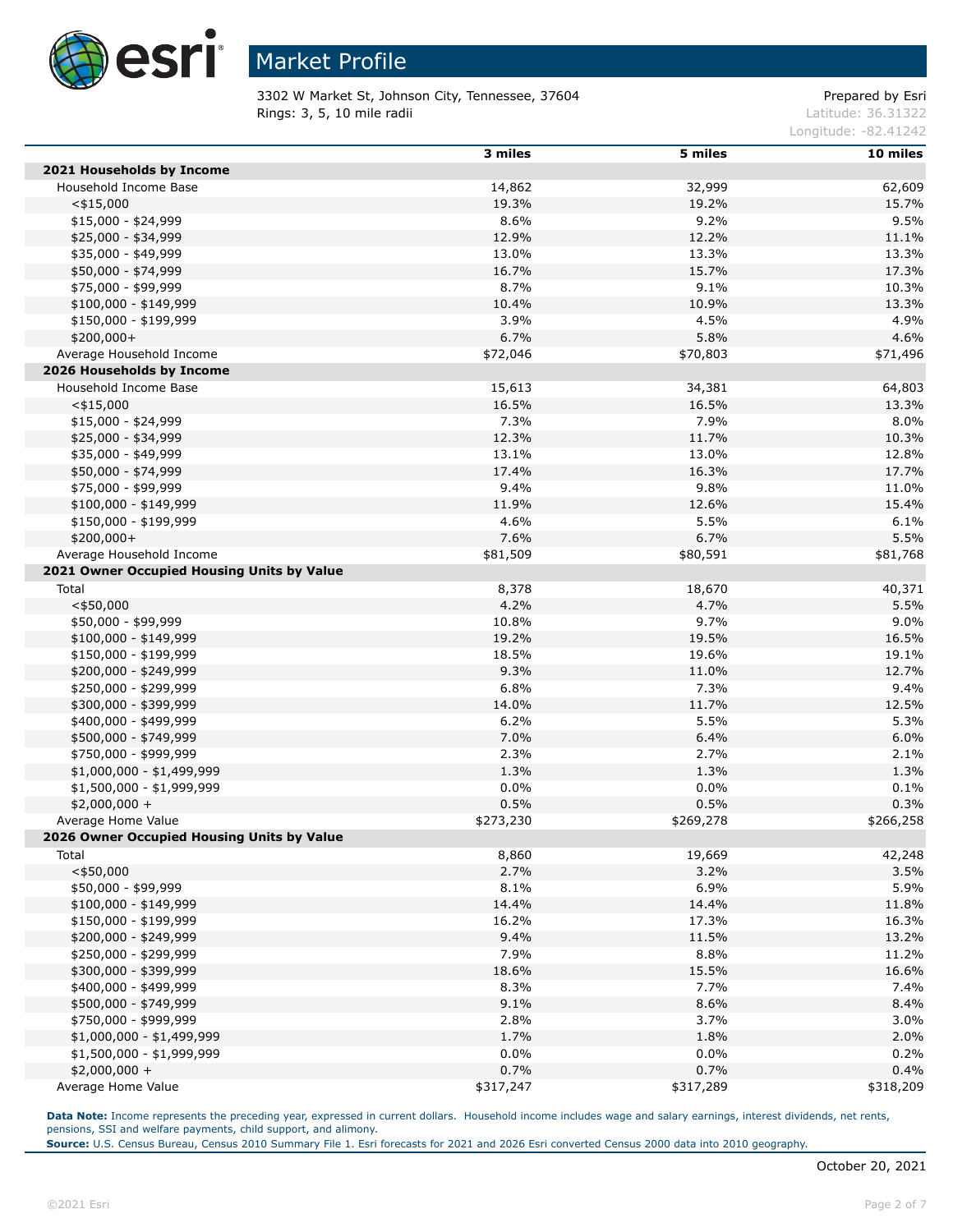# Market Profile

3302 W Market St, Johnson City, Tennessee, 37604
Rings: 3, 5, 10 mile radii

Prepared by Esri
Latitude: 36.31322
Longitude: -82.41242

| | 3 miles | 5 miles | 10 miles |
|---|---|---|---|
| **2021 Households by Income** | | | |
| Household Income Base | 14,862 | 32,999 | 62,609 |
| <$15,000 | 19.3% | 19.2% | 15.7% |
| $15,000 - $24,999 | 8.6% | 9.2% | 9.5% |
| $25,000 - $34,999 | 12.9% | 12.2% | 11.1% |
| $35,000 - $49,999 | 13.0% | 13.3% | 13.3% |
| $50,000 - $74,999 | 16.7% | 15.7% | 17.3% |
| $75,000 - $99,999 | 8.7% | 9.1% | 10.3% |
| $100,000 - $149,999 | 10.4% | 10.9% | 13.3% |
| $150,000 - $199,999 | 3.9% | 4.5% | 4.9% |
| $200,000+ | 6.7% | 5.8% | 4.6% |
| Average Household Income | $72,046 | $70,803 | $71,496 |
| **2026 Households by Income** | | | |
| Household Income Base | 15,613 | 34,381 | 64,803 |
| <$15,000 | 16.5% | 16.5% | 13.3% |
| $15,000 - $24,999 | 7.3% | 7.9% | 8.0% |
| $25,000 - $34,999 | 12.3% | 11.7% | 10.3% |
| $35,000 - $49,999 | 13.1% | 13.0% | 12.8% |
| $50,000 - $74,999 | 17.4% | 16.3% | 17.7% |
| $75,000 - $99,999 | 9.4% | 9.8% | 11.0% |
| $100,000 - $149,999 | 11.9% | 12.6% | 15.4% |
| $150,000 - $199,999 | 4.6% | 5.5% | 6.1% |
| $200,000+ | 7.6% | 6.7% | 5.5% |
| Average Household Income | $81,509 | $80,591 | $81,768 |
| **2021 Owner Occupied Housing Units by Value** | | | |
| Total | 8,378 | 18,670 | 40,371 |
| <$50,000 | 4.2% | 4.7% | 5.5% |
| $50,000 - $99,999 | 10.8% | 9.7% | 9.0% |
| $100,000 - $149,999 | 19.2% | 19.5% | 16.5% |
| $150,000 - $199,999 | 18.5% | 19.6% | 19.1% |
| $200,000 - $249,999 | 9.3% | 11.0% | 12.7% |
| $250,000 - $299,999 | 6.8% | 7.3% | 9.4% |
| $300,000 - $399,999 | 14.0% | 11.7% | 12.5% |
| $400,000 - $499,999 | 6.2% | 5.5% | 5.3% |
| $500,000 - $749,999 | 7.0% | 6.4% | 6.0% |
| $750,000 - $999,999 | 2.3% | 2.7% | 2.1% |
| $1,000,000 - $1,499,999 | 1.3% | 1.3% | 1.3% |
| $1,500,000 - $1,999,999 | 0.0% | 0.0% | 0.1% |
| $2,000,000 + | 0.5% | 0.5% | 0.3% |
| Average Home Value | $273,230 | $269,278 | $266,258 |
| **2026 Owner Occupied Housing Units by Value** | | | |
| Total | 8,860 | 19,669 | 42,248 |
| <$50,000 | 2.7% | 3.2% | 3.5% |
| $50,000 - $99,999 | 8.1% | 6.9% | 5.9% |
| $100,000 - $149,999 | 14.4% | 14.4% | 11.8% |
| $150,000 - $199,999 | 16.2% | 17.3% | 16.3% |
| $200,000 - $249,999 | 9.4% | 11.5% | 13.2% |
| $250,000 - $299,999 | 7.9% | 8.8% | 11.2% |
| $300,000 - $399,999 | 18.6% | 15.5% | 16.6% |
| $400,000 - $499,999 | 8.3% | 7.7% | 7.4% |
| $500,000 - $749,999 | 9.1% | 8.6% | 8.4% |
| $750,000 - $999,999 | 2.8% | 3.7% | 3.0% |
| $1,000,000 - $1,499,999 | 1.7% | 1.8% | 2.0% |
| $1,500,000 - $1,999,999 | 0.0% | 0.0% | 0.2% |
| $2,000,000 + | 0.7% | 0.7% | 0.4% |
| Average Home Value | $317,247 | $317,289 | $318,209 |

**Data Note:** Income represents the preceding year, expressed in current dollars. Household income includes wage and salary earnings, interest dividends, net rents, pensions, SSI and welfare payments, child support, and alimony.
**Source:** U.S. Census Bureau, Census 2010 Summary File 1. Esri forecasts for 2021 and 2026 Esri converted Census 2000 data into 2010 geography.

October 20, 2021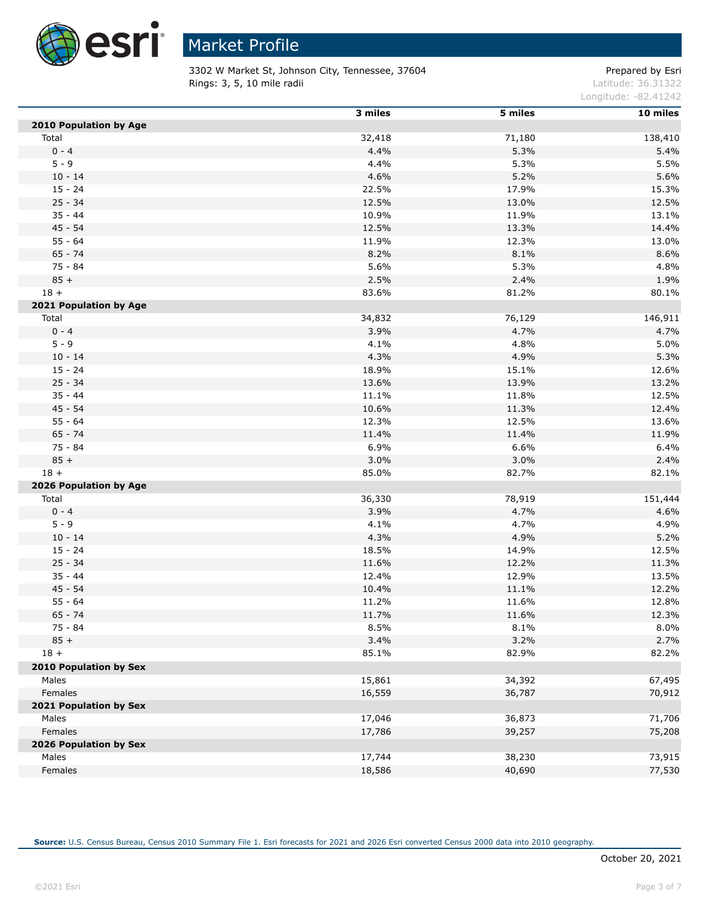# Market Profile

3302 W Market St, Johnson City, Tennessee, 37604
Rings: 3, 5, 10 mile radii

Prepared by Esri
Latitude: 36.31322
Longitude: -82.41242

| | 3 miles | 5 miles | 10 miles |
|---|---|---|---|
| **2010 Population by Age** | | | |
| Total | 32,418 | 71,180 | 138,410 |
| 0 - 4 | 4.4% | 5.3% | 5.4% |
| 5 - 9 | 4.4% | 5.3% | 5.5% |
| 10 - 14 | 4.6% | 5.2% | 5.6% |
| 15 - 24 | 22.5% | 17.9% | 15.3% |
| 25 - 34 | 12.5% | 13.0% | 12.5% |
| 35 - 44 | 10.9% | 11.9% | 13.1% |
| 45 - 54 | 12.5% | 13.3% | 14.4% |
| 55 - 64 | 11.9% | 12.3% | 13.0% |
| 65 - 74 | 8.2% | 8.1% | 8.6% |
| 75 - 84 | 5.6% | 5.3% | 4.8% |
| 85 + | 2.5% | 2.4% | 1.9% |
| 18 + | 83.6% | 81.2% | 80.1% |
| **2021 Population by Age** | | | |
| Total | 34,832 | 76,129 | 146,911 |
| 0 - 4 | 3.9% | 4.7% | 4.7% |
| 5 - 9 | 4.1% | 4.8% | 5.0% |
| 10 - 14 | 4.3% | 4.9% | 5.3% |
| 15 - 24 | 18.9% | 15.1% | 12.6% |
| 25 - 34 | 13.6% | 13.9% | 13.2% |
| 35 - 44 | 11.1% | 11.8% | 12.5% |
| 45 - 54 | 10.6% | 11.3% | 12.4% |
| 55 - 64 | 12.3% | 12.5% | 13.6% |
| 65 - 74 | 11.4% | 11.4% | 11.9% |
| 75 - 84 | 6.9% | 6.6% | 6.4% |
| 85 + | 3.0% | 3.0% | 2.4% |
| 18 + | 85.0% | 82.7% | 82.1% |
| **2026 Population by Age** | | | |
| Total | 36,330 | 78,919 | 151,444 |
| 0 - 4 | 3.9% | 4.7% | 4.6% |
| 5 - 9 | 4.1% | 4.7% | 4.9% |
| 10 - 14 | 4.3% | 4.9% | 5.2% |
| 15 - 24 | 18.5% | 14.9% | 12.5% |
| 25 - 34 | 11.6% | 12.2% | 11.3% |
| 35 - 44 | 12.4% | 12.9% | 13.5% |
| 45 - 54 | 10.4% | 11.1% | 12.2% |
| 55 - 64 | 11.2% | 11.6% | 12.8% |
| 65 - 74 | 11.7% | 11.6% | 12.3% |
| 75 - 84 | 8.5% | 8.1% | 8.0% |
| 85 + | 3.4% | 3.2% | 2.7% |
| 18 + | 85.1% | 82.9% | 82.2% |
| **2010 Population by Sex** | | | |
| Males | 15,861 | 34,392 | 67,495 |
| Females | 16,559 | 36,787 | 70,912 |
| **2021 Population by Sex** | | | |
| Males | 17,046 | 36,873 | 71,706 |
| Females | 17,786 | 39,257 | 75,208 |
| **2026 Population by Sex** | | | |
| Males | 17,744 | 38,230 | 73,915 |
| Females | 18,586 | 40,690 | 77,530 |

**Source:** U.S. Census Bureau, Census 2010 Summary File 1. Esri forecasts for 2021 and 2026 Esri converted Census 2000 data into 2010 geography.

October 20, 2021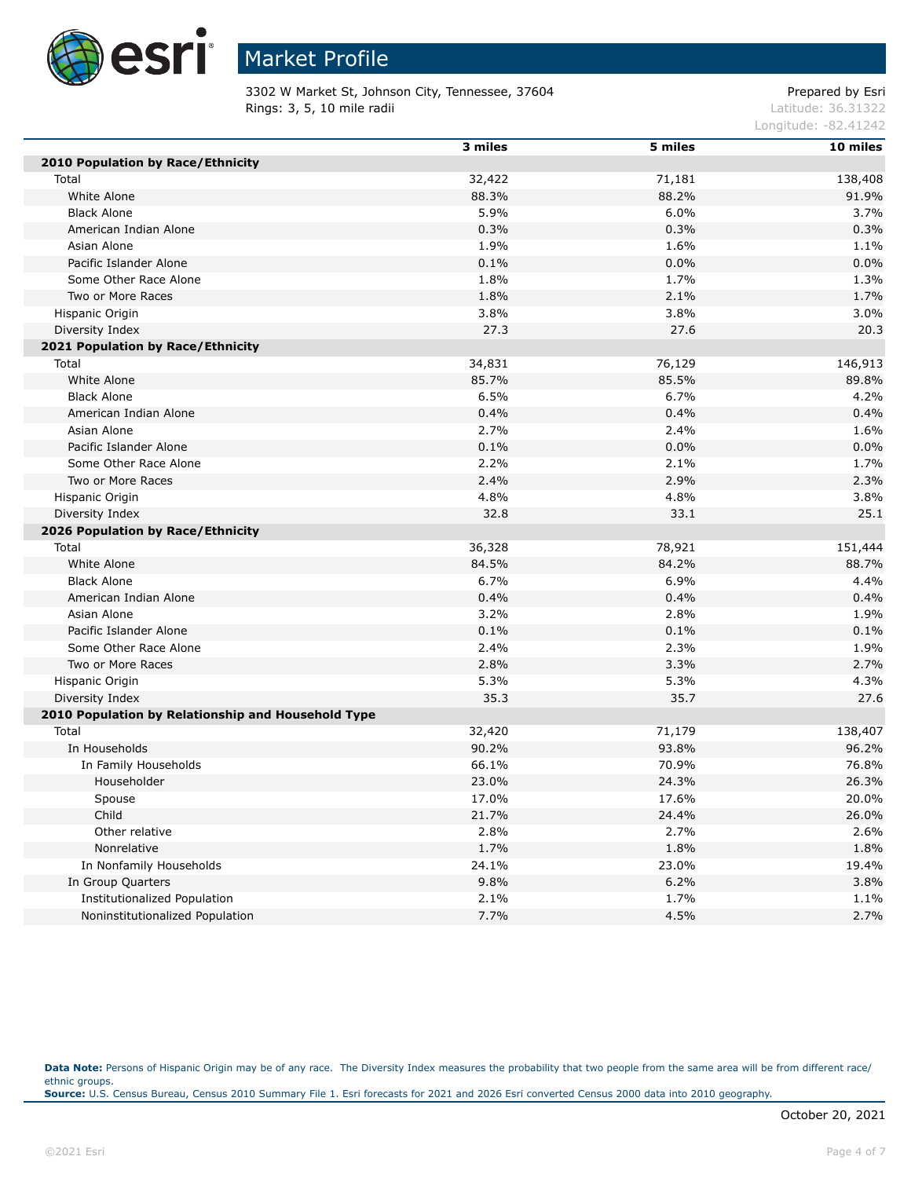# Market Profile

3302 W Market St, Johnson City, Tennessee, 37604
Rings: 3, 5, 10 mile radii

Prepared by Esri
Latitude: 36.31322
Longitude: -82.41242

| | 3 miles | 5 miles | 10 miles |
|---|---|---|---|
| **2010 Population by Race/Ethnicity** | | | |
| Total | 32,422 | 71,181 | 138,408 |
| White Alone | 88.3% | 88.2% | 91.9% |
| Black Alone | 5.9% | 6.0% | 3.7% |
| American Indian Alone | 0.3% | 0.3% | 0.3% |
| Asian Alone | 1.9% | 1.6% | 1.1% |
| Pacific Islander Alone | 0.1% | 0.0% | 0.0% |
| Some Other Race Alone | 1.8% | 1.7% | 1.3% |
| Two or More Races | 1.8% | 2.1% | 1.7% |
| Hispanic Origin | 3.8% | 3.8% | 3.0% |
| Diversity Index | 27.3 | 27.6 | 20.3 |
| **2021 Population by Race/Ethnicity** | | | |
| Total | 34,831 | 76,129 | 146,913 |
| White Alone | 85.7% | 85.5% | 89.8% |
| Black Alone | 6.5% | 6.7% | 4.2% |
| American Indian Alone | 0.4% | 0.4% | 0.4% |
| Asian Alone | 2.7% | 2.4% | 1.6% |
| Pacific Islander Alone | 0.1% | 0.0% | 0.0% |
| Some Other Race Alone | 2.2% | 2.1% | 1.7% |
| Two or More Races | 2.4% | 2.9% | 2.3% |
| Hispanic Origin | 4.8% | 4.8% | 3.8% |
| Diversity Index | 32.8 | 33.1 | 25.1 |
| **2026 Population by Race/Ethnicity** | | | |
| Total | 36,328 | 78,921 | 151,444 |
| White Alone | 84.5% | 84.2% | 88.7% |
| Black Alone | 6.7% | 6.9% | 4.4% |
| American Indian Alone | 0.4% | 0.4% | 0.4% |
| Asian Alone | 3.2% | 2.8% | 1.9% |
| Pacific Islander Alone | 0.1% | 0.1% | 0.1% |
| Some Other Race Alone | 2.4% | 2.3% | 1.9% |
| Two or More Races | 2.8% | 3.3% | 2.7% |
| Hispanic Origin | 5.3% | 5.3% | 4.3% |
| Diversity Index | 35.3 | 35.7 | 27.6 |
| **2010 Population by Relationship and Household Type** | | | |
| Total | 32,420 | 71,179 | 138,407 |
| In Households | 90.2% | 93.8% | 96.2% |
| In Family Households | 66.1% | 70.9% | 76.8% |
| Householder | 23.0% | 24.3% | 26.3% |
| Spouse | 17.0% | 17.6% | 20.0% |
| Child | 21.7% | 24.4% | 26.0% |
| Other relative | 2.8% | 2.7% | 2.6% |
| Nonrelative | 1.7% | 1.8% | 1.8% |
| In Nonfamily Households | 24.1% | 23.0% | 19.4% |
| In Group Quarters | 9.8% | 6.2% | 3.8% |
| Institutionalized Population | 2.1% | 1.7% | 1.1% |
| Noninstitutionalized Population | 7.7% | 4.5% | 2.7% |

**Data Note:** Persons of Hispanic Origin may be of any race. The Diversity Index measures the probability that two people from the same area will be from different race/ethnic groups.
**Source:** U.S. Census Bureau, Census 2010 Summary File 1. Esri forecasts for 2021 and 2026 Esri converted Census 2000 data into 2010 geography.

October 20, 2021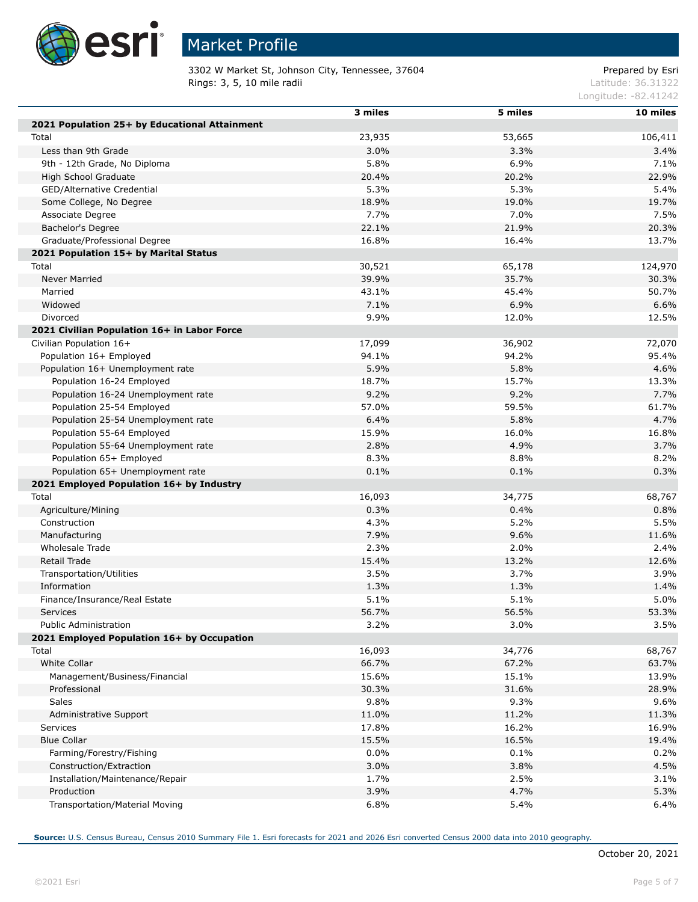# Market Profile

3302 W Market St, Johnson City, Tennessee, 37604
Rings: 3, 5, 10 mile radii

Prepared by Esri
Latitude: 36.31322
Longitude: -82.41242

| | 3 miles | 5 miles | 10 miles |
|---|---|---|---|
| **2021 Population 25+ by Educational Attainment** | | | |
| Total | 23,935 | 53,665 | 106,411 |
| Less than 9th Grade | 3.0% | 3.3% | 3.4% |
| 9th - 12th Grade, No Diploma | 5.8% | 6.9% | 7.1% |
| High School Graduate | 20.4% | 20.2% | 22.9% |
| GED/Alternative Credential | 5.3% | 5.3% | 5.4% |
| Some College, No Degree | 18.9% | 19.0% | 19.7% |
| Associate Degree | 7.7% | 7.0% | 7.5% |
| Bachelor's Degree | 22.1% | 21.9% | 20.3% |
| Graduate/Professional Degree | 16.8% | 16.4% | 13.7% |
| **2021 Population 15+ by Marital Status** | | | |
| Total | 30,521 | 65,178 | 124,970 |
| Never Married | 39.9% | 35.7% | 30.3% |
| Married | 43.1% | 45.4% | 50.7% |
| Widowed | 7.1% | 6.9% | 6.6% |
| Divorced | 9.9% | 12.0% | 12.5% |
| **2021 Civilian Population 16+ in Labor Force** | | | |
| Civilian Population 16+ | 17,099 | 36,902 | 72,070 |
| Population 16+ Employed | 94.1% | 94.2% | 95.4% |
| Population 16+ Unemployment rate | 5.9% | 5.8% | 4.6% |
| Population 16-24 Employed | 18.7% | 15.7% | 13.3% |
| Population 16-24 Unemployment rate | 9.2% | 9.2% | 7.7% |
| Population 25-54 Employed | 57.0% | 59.5% | 61.7% |
| Population 25-54 Unemployment rate | 6.4% | 5.8% | 4.7% |
| Population 55-64 Employed | 15.9% | 16.0% | 16.8% |
| Population 55-64 Unemployment rate | 2.8% | 4.9% | 3.7% |
| Population 65+ Employed | 8.3% | 8.8% | 8.2% |
| Population 65+ Unemployment rate | 0.1% | 0.1% | 0.3% |
| **2021 Employed Population 16+ by Industry** | | | |
| Total | 16,093 | 34,775 | 68,767 |
| Agriculture/Mining | 0.3% | 0.4% | 0.8% |
| Construction | 4.3% | 5.2% | 5.5% |
| Manufacturing | 7.9% | 9.6% | 11.6% |
| Wholesale Trade | 2.3% | 2.0% | 2.4% |
| Retail Trade | 15.4% | 13.2% | 12.6% |
| Transportation/Utilities | 3.5% | 3.7% | 3.9% |
| Information | 1.3% | 1.3% | 1.4% |
| Finance/Insurance/Real Estate | 5.1% | 5.1% | 5.0% |
| Services | 56.7% | 56.5% | 53.3% |
| Public Administration | 3.2% | 3.0% | 3.5% |
| **2021 Employed Population 16+ by Occupation** | | | |
| Total | 16,093 | 34,776 | 68,767 |
| White Collar | 66.7% | 67.2% | 63.7% |
| Management/Business/Financial | 15.6% | 15.1% | 13.9% |
| Professional | 30.3% | 31.6% | 28.9% |
| Sales | 9.8% | 9.3% | 9.6% |
| Administrative Support | 11.0% | 11.2% | 11.3% |
| Services | 17.8% | 16.2% | 16.9% |
| Blue Collar | 15.5% | 16.5% | 19.4% |
| Farming/Forestry/Fishing | 0.0% | 0.1% | 0.2% |
| Construction/Extraction | 3.0% | 3.8% | 4.5% |
| Installation/Maintenance/Repair | 1.7% | 2.5% | 3.1% |
| Production | 3.9% | 4.7% | 5.3% |
| Transportation/Material Moving | 6.8% | 5.4% | 6.4% |

**Source:** U.S. Census Bureau, Census 2010 Summary File 1. Esri forecasts for 2021 and 2026 Esri converted Census 2000 data into 2010 geography.

October 20, 2021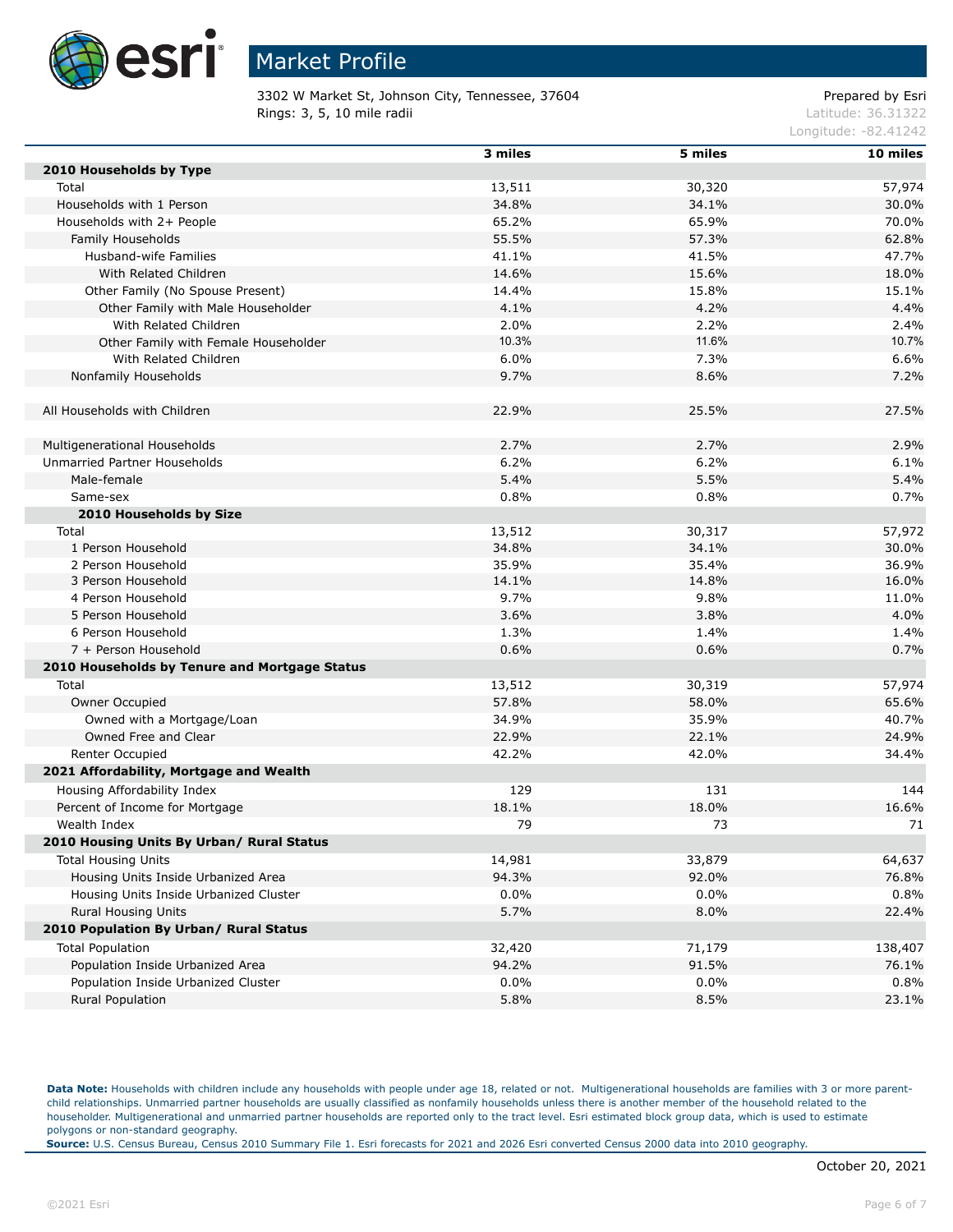# Market Profile

3302 W Market St, Johnson City, Tennessee, 37604
Rings: 3, 5, 10 mile radii

Prepared by Esri
Latitude: 36.31322
Longitude: -82.41242

| | 3 miles | 5 miles | 10 miles |
|---|---|---|---|
| **2010 Households by Type** | | | |
| Total | 13,511 | 30,320 | 57,974 |
| Households with 1 Person | 34.8% | 34.1% | 30.0% |
| Households with 2+ People | 65.2% | 65.9% | 70.0% |
| Family Households | 55.5% | 57.3% | 62.8% |
| Husband-wife Families | 41.1% | 41.5% | 47.7% |
| With Related Children | 14.6% | 15.6% | 18.0% |
| Other Family (No Spouse Present) | 14.4% | 15.8% | 15.1% |
| Other Family with Male Householder | 4.1% | 4.2% | 4.4% |
| With Related Children | 2.0% | 2.2% | 2.4% |
| Other Family with Female Householder | 10.3% | 11.6% | 10.7% |
| With Related Children | 6.0% | 7.3% | 6.6% |
| Nonfamily Households | 9.7% | 8.6% | 7.2% |
| | | | |
| All Households with Children | 22.9% | 25.5% | 27.5% |
| | | | |
| Multigenerational Households | 2.7% | 2.7% | 2.9% |
| Unmarried Partner Households | 6.2% | 6.2% | 6.1% |
| Male-female | 5.4% | 5.5% | 5.4% |
| Same-sex | 0.8% | 0.8% | 0.7% |
| **2010 Households by Size** | | | |
| Total | 13,512 | 30,317 | 57,972 |
| 1 Person Household | 34.8% | 34.1% | 30.0% |
| 2 Person Household | 35.9% | 35.4% | 36.9% |
| 3 Person Household | 14.1% | 14.8% | 16.0% |
| 4 Person Household | 9.7% | 9.8% | 11.0% |
| 5 Person Household | 3.6% | 3.8% | 4.0% |
| 6 Person Household | 1.3% | 1.4% | 1.4% |
| 7 + Person Household | 0.6% | 0.6% | 0.7% |
| **2010 Households by Tenure and Mortgage Status** | | | |
| Total | 13,512 | 30,319 | 57,974 |
| Owner Occupied | 57.8% | 58.0% | 65.6% |
| Owned with a Mortgage/Loan | 34.9% | 35.9% | 40.7% |
| Owned Free and Clear | 22.9% | 22.1% | 24.9% |
| Renter Occupied | 42.2% | 42.0% | 34.4% |
| **2021 Affordability, Mortgage and Wealth** | | | |
| Housing Affordability Index | 129 | 131 | 144 |
| Percent of Income for Mortgage | 18.1% | 18.0% | 16.6% |
| Wealth Index | 79 | 73 | 71 |
| **2010 Housing Units By Urban/ Rural Status** | | | |
| Total Housing Units | 14,981 | 33,879 | 64,637 |
| Housing Units Inside Urbanized Area | 94.3% | 92.0% | 76.8% |
| Housing Units Inside Urbanized Cluster | 0.0% | 0.0% | 0.8% |
| Rural Housing Units | 5.7% | 8.0% | 22.4% |
| **2010 Population By Urban/ Rural Status** | | | |
| Total Population | 32,420 | 71,179 | 138,407 |
| Population Inside Urbanized Area | 94.2% | 91.5% | 76.1% |
| Population Inside Urbanized Cluster | 0.0% | 0.0% | 0.8% |
| Rural Population | 5.8% | 8.5% | 23.1% |

**Data Note:** Households with children include any households with people under age 18, related or not. Multigenerational households are families with 3 or more parent-child relationships. Unmarried partner households are usually classified as nonfamily households unless there is another member of the household related to the householder. Multigenerational and unmarried partner households are reported only to the tract level. Esri estimated block group data, which is used to estimate polygons or non-standard geography.
**Source:** U.S. Census Bureau, Census 2010 Summary File 1. Esri forecasts for 2021 and 2026 Esri converted Census 2000 data into 2010 geography.

October 20, 2021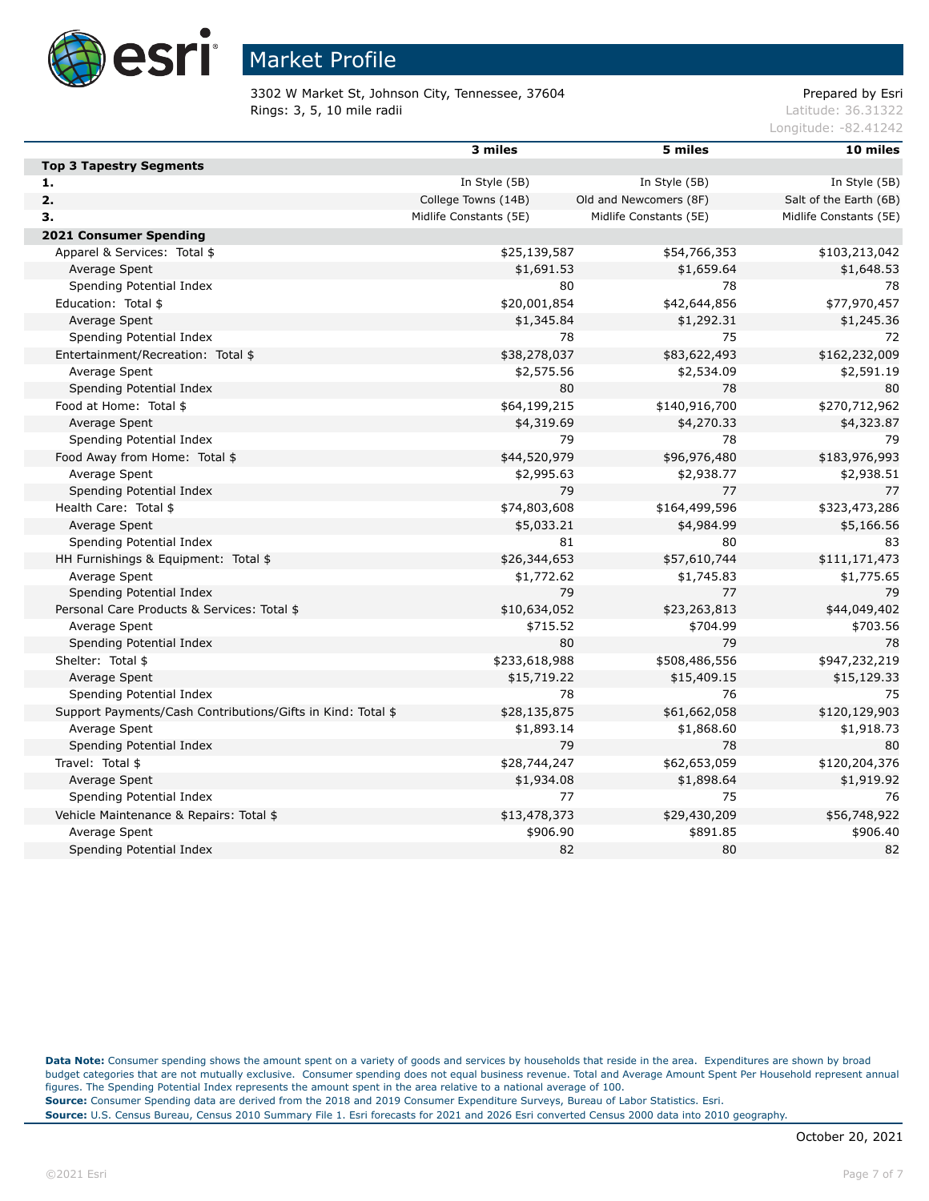# Market Profile

3302 W Market St, Johnson City, Tennessee, 37604
Rings: 3, 5, 10 mile radii

Prepared by Esri
Latitude: 36.31322
Longitude: -82.41242

| | 3 miles | 5 miles | 10 miles |
|---|---|---|---|
| **Top 3 Tapestry Segments** | | | |
| **1.** | In Style (5B) | In Style (5B) | In Style (5B) |
| **2.** | College Towns (14B) | Old and Newcomers (8F) | Salt of the Earth (6B) |
| **3.** | Midlife Constants (5E) | Midlife Constants (5E) | Midlife Constants (5E) |
| **2021 Consumer Spending** | | | |
| Apparel & Services: Total $ | $25,139,587 | $54,766,353 | $103,213,042 |
| Average Spent | $1,691.53 | $1,659.64 | $1,648.53 |
| Spending Potential Index | 80 | 78 | 78 |
| Education: Total $ | $20,001,854 | $42,644,856 | $77,970,457 |
| Average Spent | $1,345.84 | $1,292.31 | $1,245.36 |
| Spending Potential Index | 78 | 75 | 72 |
| Entertainment/Recreation: Total $ | $38,278,037 | $83,622,493 | $162,232,009 |
| Average Spent | $2,575.56 | $2,534.09 | $2,591.19 |
| Spending Potential Index | 80 | 78 | 80 |
| Food at Home: Total $ | $64,199,215 | $140,916,700 | $270,712,962 |
| Average Spent | $4,319.69 | $4,270.33 | $4,323.87 |
| Spending Potential Index | 79 | 78 | 79 |
| Food Away from Home: Total $ | $44,520,979 | $96,976,480 | $183,976,993 |
| Average Spent | $2,995.63 | $2,938.77 | $2,938.51 |
| Spending Potential Index | 79 | 77 | 77 |
| Health Care: Total $ | $74,803,608 | $164,499,596 | $323,473,286 |
| Average Spent | $5,033.21 | $4,984.99 | $5,166.56 |
| Spending Potential Index | 81 | 80 | 83 |
| HH Furnishings & Equipment: Total $ | $26,344,653 | $57,610,744 | $111,171,473 |
| Average Spent | $1,772.62 | $1,745.83 | $1,775.65 |
| Spending Potential Index | 79 | 77 | 79 |
| Personal Care Products & Services: Total $ | $10,634,052 | $23,263,813 | $44,049,402 |
| Average Spent | $715.52 | $704.99 | $703.56 |
| Spending Potential Index | 80 | 79 | 78 |
| Shelter: Total $ | $233,618,988 | $508,486,556 | $947,232,219 |
| Average Spent | $15,719.22 | $15,409.15 | $15,129.33 |
| Spending Potential Index | 78 | 76 | 75 |
| Support Payments/Cash Contributions/Gifts in Kind: Total $ | $28,135,875 | $61,662,058 | $120,129,903 |
| Average Spent | $1,893.14 | $1,868.60 | $1,918.73 |
| Spending Potential Index | 79 | 78 | 80 |
| Travel: Total $ | $28,744,247 | $62,653,059 | $120,204,376 |
| Average Spent | $1,934.08 | $1,898.64 | $1,919.92 |
| Spending Potential Index | 77 | 75 | 76 |
| Vehicle Maintenance & Repairs: Total $ | $13,478,373 | $29,430,209 | $56,748,922 |
| Average Spent | $906.90 | $891.85 | $906.40 |
| Spending Potential Index | 82 | 80 | 82 |

**Data Note:** Consumer spending shows the amount spent on a variety of goods and services by households that reside in the area. Expenditures are shown by broad budget categories that are not mutually exclusive. Consumer spending does not equal business revenue. Total and Average Amount Spent Per Household represent annual figures. The Spending Potential Index represents the amount spent in the area relative to a national average of 100.
**Source:** Consumer Spending data are derived from the 2018 and 2019 Consumer Expenditure Surveys, Bureau of Labor Statistics. Esri.
**Source:** U.S. Census Bureau, Census 2010 Summary File 1. Esri forecasts for 2021 and 2026 Esri converted Census 2000 data into 2010 geography.

October 20, 2021